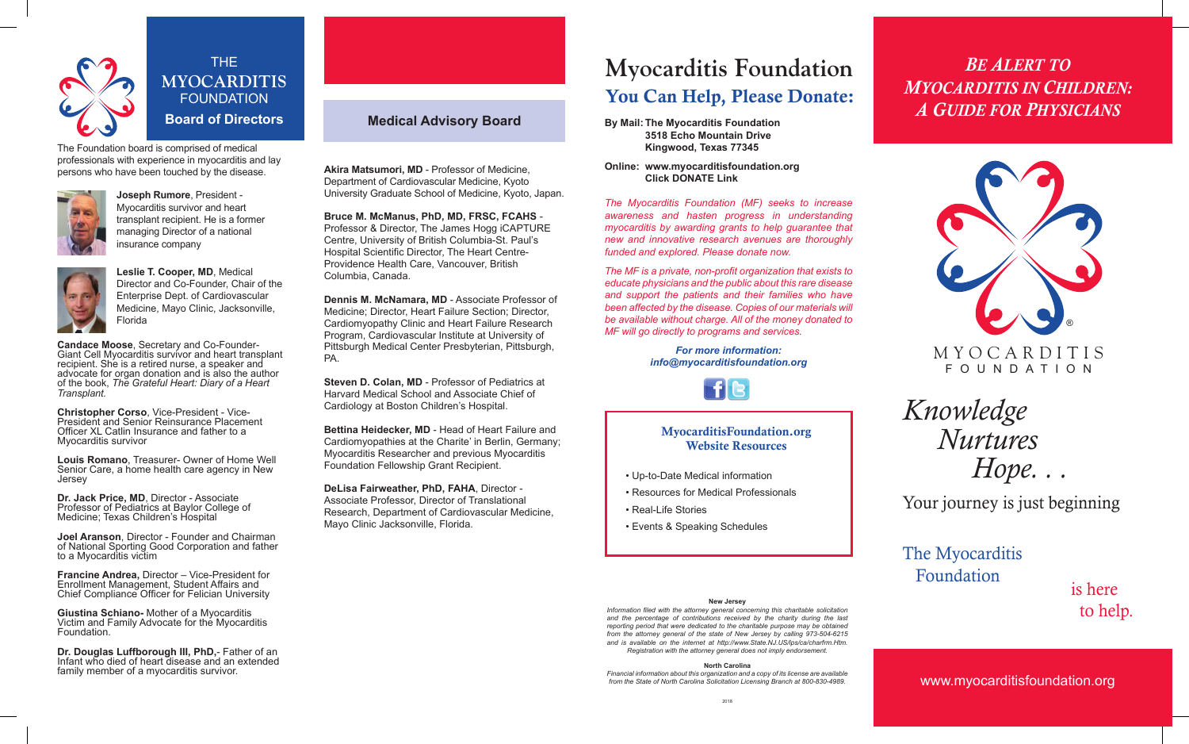# THE MYOCARDITIS FOUNDATION

## Board of Directors

The Foundation board is comprised of medical professionals with experience in myocarditis and lay persons who have been touched by the disease.

**Joseph Rumore**, President - Myocarditis survivor and heart transplant recipient. He is a former managing Director of a national insurance company

**Leslie T. Cooper, MD**, Medical Director and Co-Founder, Chair of the Enterprise Dept. of Cardiovascular Medicine, Mayo Clinic, Jacksonville, Florida

**Candace Moose**, Secretary and Co-Founder- Giant Cell Myocarditis survivor and heart transplant recipient. She is a retired nurse, a speaker and advocate for organ donation and is also the author of the book, *The Grateful Heart: Diary of a Heart Transplant.*

**Christopher Corso**, Vice-President - Vice-President and Senior Reinsurance Placement Officer XL Catlin Insurance and father to a Myocarditis survivor

**Louis Romano**, Treasurer- Owner of Home Well Senior Care, a home health care agency in New Jersey

**Dr. Jack Price, MD**, Director - Associate Professor of Pediatrics at Baylor College of Medicine; Texas Children's Hospital

**Joel Aranson**, Director - Founder and Chairman of National Sporting Good Corporation and father to a Myocarditis victim

**Francine Andrea,** Director – Vice-President for Enrollment Management, Student Affairs and Chief Compliance Officer for Felician University

**Giustina Schiano-** Mother of a Myocarditis Victim and Family Advocate for the Myocarditis Foundation.

**Dr. Douglas Luffborough III, PhD,**- Father of an Infant who died of heart disease and an extended family member of a myocarditis survivor.

## Medical Advisory Board

**Akira Matsumori, MD** - Professor of Medicine, Department of Cardiovascular Medicine, Kyoto University Graduate School of Medicine, Kyoto, Japan.

**Bruce M. McManus, PhD, MD, FRSC, FCAHS** - Professor & Director, The James Hogg iCAPTURE Centre, University of British Columbia-St. Paul's Hospital Scientific Director, The Heart Centre-Providence Health Care, Vancouver, British Columbia, Canada.

**Dennis M. McNamara, MD** - Associate Professor of Medicine; Director, Heart Failure Section; Director, Cardiomyopathy Clinic and Heart Failure Research Program, Cardiovascular Institute at University of Pittsburgh Medical Center Presbyterian, Pittsburgh, PA.

**Steven D. Colan, MD** - Professor of Pediatrics at Harvard Medical School and Associate Chief of Cardiology at Boston Children's Hospital.

**Bettina Heidecker, MD** - Head of Heart Failure and Cardiomyopathies at the Charite' in Berlin, Germany; Myocarditis Researcher and previous Myocarditis Foundation Fellowship Grant Recipient.

**DeLisa Fairweather, PhD, FAHA**, Director - Associate Professor, Director of Translational Research, Department of Cardiovascular Medicine, Mayo Clinic Jacksonville, Florida.

# Myocarditis Foundation

## You Can Help, Please Donate:

**By Mail:** **The Myocarditis Foundation**
**3518 Echo Mountain Drive**
**Kingwood, Texas 77345**

**Online:** **www.myocarditisfoundation.org**
**Click DONATE Link**

*The Myocarditis Foundation (MF) seeks to increase awareness and hasten progress in understanding myocarditis by awarding grants to help guarantee that new and innovative research avenues are thoroughly funded and explored. Please donate now.*

*The MF is a private, non-profit organization that exists to educate physicians and the public about this rare disease and support the patients and their families who have been affected by the disease. Copies of our materials will be available without charge. All of the money donated to MF will go directly to programs and services.*

***For more information:***
***info@myocarditisfoundation.org***

### MyocarditisFoundation.org Website Resources

- Up-to-Date Medical information
- Resources for Medical Professionals
- Real-Life Stories
- Events & Speaking Schedules

**New Jersey**

*Information filed with the attorney general concerning this charitable solicitation and the percentage of contributions received by the charity during the last reporting period that were dedicated to the charitable purpose may be obtained from the attorney general of the state of New Jersey by calling 973-504-6215 and is available on the internet at http://www.State.NJ.US/lps/ca/charfrm.Htm. Registration with the attorney general does not imply endorsement.*

**North Carolina**

*Financial information about this organization and a copy of its license are available from the State of North Carolina Solicitation Licensing Branch at 800-830-4989.*

2018

# *Be Alert to Myocarditis in Children: A Guide for Physicians*

MYOCARDITIS FOUNDATION

*Knowledge Nurtures Hope. . .*

Your journey is just beginning

The Myocarditis Foundation is here to help.

www.myocarditisfoundation.org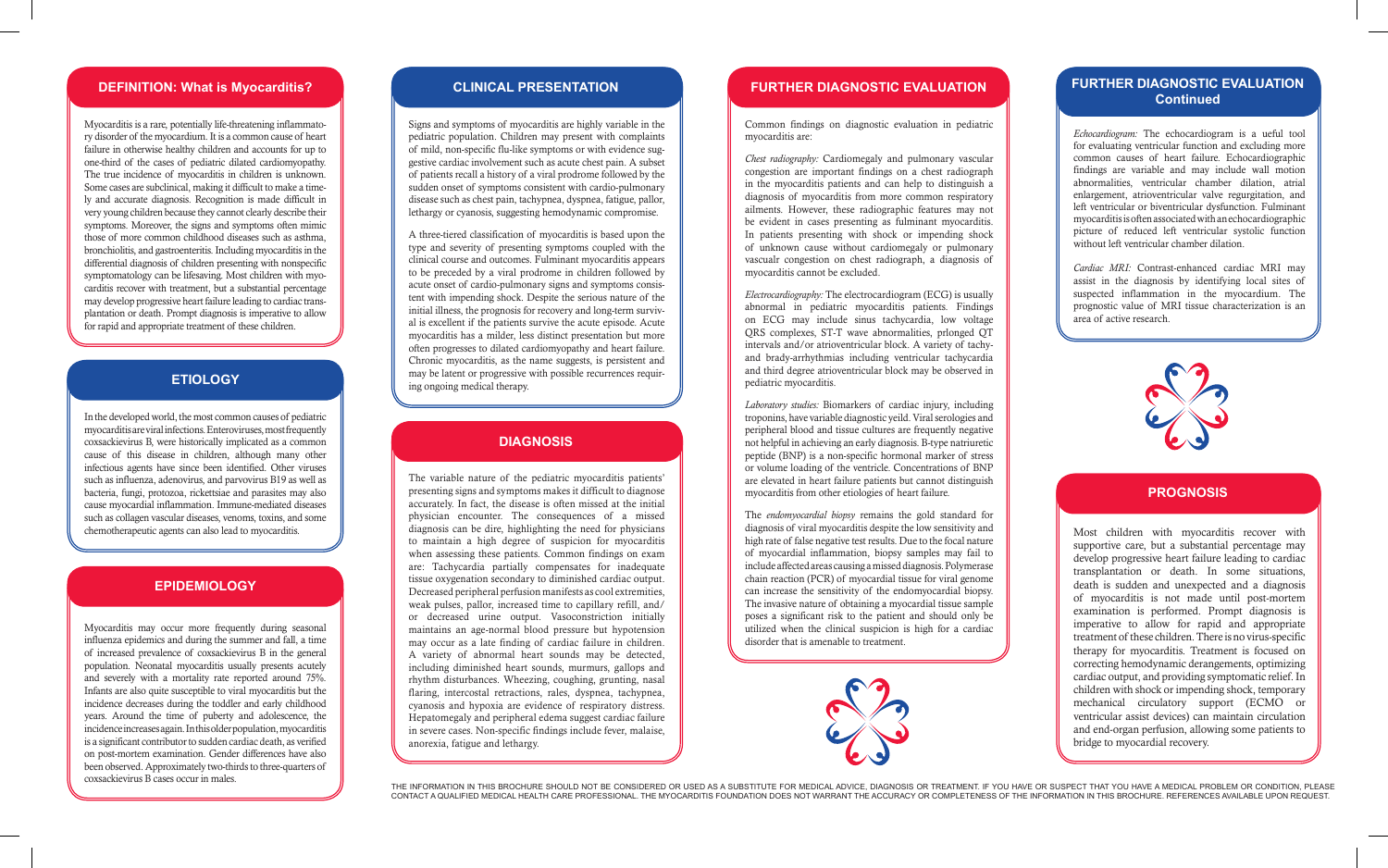## DEFINITION: What is Myocarditis?

Myocarditis is a rare, potentially life-threatening inflammatory disorder of the myocardium. It is a common cause of heart failure in otherwise healthy children and accounts for up to one-third of the cases of pediatric dilated cardiomyopathy. The true incidence of myocarditis in children is unknown. Some cases are subclinical, making it difficult to make a timely and accurate diagnosis. Recognition is made difficult in very young children because they cannot clearly describe their symptoms. Moreover, the signs and symptoms often mimic those of more common childhood diseases such as asthma, bronchiolitis, and gastroenteritis. Including myocarditis in the differential diagnosis of children presenting with nonspecific symptomatology can be lifesaving. Most children with myocarditis recover with treatment, but a substantial percentage may develop progressive heart failure leading to cardiac transplantation or death. Prompt diagnosis is imperative to allow for rapid and appropriate treatment of these children.

## ETIOLOGY

In the developed world, the most common causes of pediatric myocarditis are viral infections. Enteroviruses, most frequently coxsackievirus B, were historically implicated as a common cause of this disease in children, although many other infectious agents have since been identified. Other viruses such as influenza, adenovirus, and parvovirus B19 as well as bacteria, fungi, protozoa, rickettsiae and parasites may also cause myocardial inflammation. Immune-mediated diseases such as collagen vascular diseases, venoms, toxins, and some chemotherapeutic agents can also lead to myocarditis.

## EPIDEMIOLOGY

Myocarditis may occur more frequently during seasonal influenza epidemics and during the summer and fall, a time of increased prevalence of coxsackievirus B in the general population. Neonatal myocarditis usually presents acutely and severely with a mortality rate reported around 75%. Infants are also quite susceptible to viral myocarditis but the incidence decreases during the toddler and early childhood years. Around the time of puberty and adolescence, the incidence increases again. In this older population, myocarditis is a significant contributor to sudden cardiac death, as verified on post-mortem examination. Gender differences have also been observed. Approximately two-thirds to three-quarters of coxsackievirus B cases occur in males.

## CLINICAL PRESENTATION

Signs and symptoms of myocarditis are highly variable in the pediatric population. Children may present with complaints of mild, non-specific flu-like symptoms or with evidence suggestive cardiac involvement such as acute chest pain. A subset of patients recall a history of a viral prodrome followed by the sudden onset of symptoms consistent with cardio-pulmonary disease such as chest pain, tachypnea, dyspnea, fatigue, pallor, lethargy or cyanosis, suggesting hemodynamic compromise.

A three-tiered classification of myocarditis is based upon the type and severity of presenting symptoms coupled with the clinical course and outcomes. Fulminant myocarditis appears to be preceded by a viral prodrome in children followed by acute onset of cardio-pulmonary signs and symptoms consistent with impending shock. Despite the serious nature of the initial illness, the prognosis for recovery and long-term survival is excellent if the patients survive the acute episode. Acute myocarditis has a milder, less distinct presentation but more often progresses to dilated cardiomyopathy and heart failure. Chronic myocarditis, as the name suggests, is persistent and may be latent or progressive with possible recurrences requiring ongoing medical therapy.

## DIAGNOSIS

The variable nature of the pediatric myocarditis patients' presenting signs and symptoms makes it difficult to diagnose accurately. In fact, the disease is often missed at the initial physician encounter. The consequences of a missed diagnosis can be dire, highlighting the need for physicians to maintain a high degree of suspicion for myocarditis when assessing these patients. Common findings on exam are: Tachycardia partially compensates for inadequate tissue oxygenation secondary to diminished cardiac output. Decreased peripheral perfusion manifests as cool extremities, weak pulses, pallor, increased time to capillary refill, and/or decreased urine output. Vasoconstriction initially maintains an age-normal blood pressure but hypotension may occur as a late finding of cardiac failure in children. A variety of abnormal heart sounds may be detected, including diminished heart sounds, murmurs, gallops and rhythm disturbances. Wheezing, coughing, grunting, nasal flaring, intercostal retractions, rales, dyspnea, tachypnea, cyanosis and hypoxia are evidence of respiratory distress. Hepatomegaly and peripheral edema suggest cardiac failure in severe cases. Non-specific findings include fever, malaise, anorexia, fatigue and lethargy.

## FURTHER DIAGNOSTIC EVALUATION

Common findings on diagnostic evaluation in pediatric myocarditis are:

*Chest radiography:* Cardiomegaly and pulmonary vascular congestion are important findings on a chest radiograph in the myocarditis patients and can help to distinguish a diagnosis of myocarditis from more common respiratory ailments. However, these radiographic features may not be evident in cases presenting as fulminant myocarditis. In patients presenting with shock or impending shock of unknown cause without cardiomegaly or pulmonary vascualr congestion on chest radiograph, a diagnosis of myocarditis cannot be excluded.

*Electrocardiography:* The electrocardiogram (ECG) is usually abnormal in pediatric myocarditis patients. Findings on ECG may include sinus tachycardia, low voltage QRS complexes, ST-T wave abnormalities, prlonged QT intervals and/or atrioventricular block. A variety of tachy- and brady-arrhythmias including ventricular tachycardia and third degree atrioventricular block may be observed in pediatric myocarditis.

*Laboratory studies:* Biomarkers of cardiac injury, including troponins, have variable diagnostic yeild. Viral serologies and peripheral blood and tissue cultures are frequently negative not helpful in achieving an early diagnosis. B-type natriuretic peptide (BNP) is a non-specific hormonal marker of stress or volume loading of the ventricle. Concentrations of BNP are elevated in heart failure patients but cannot distinguish myocarditis from other etiologies of heart failure.

The *endomyocardial biopsy* remains the gold standard for diagnosis of viral myocarditis despite the low sensitivity and high rate of false negative test results. Due to the focal nature of myocardial inflammation, biopsy samples may fail to include affected areas causing a missed diagnosis. Polymerase chain reaction (PCR) of myocardial tissue for viral genome can increase the sensitivity of the endomyocardial biopsy. The invasive nature of obtaining a myocardial tissue sample poses a significant risk to the patient and should only be utilized when the clinical suspicion is high for a cardiac disorder that is amenable to treatment.

## FURTHER DIAGNOSTIC EVALUATION Continued

*Echocardiogram:* The echocardiogram is a ueful tool for evaluating ventricular function and excluding more common causes of heart failure. Echocardiographic findings are variable and may include wall motion abnormalities, ventricular chamber dilation, atrial enlargement, atrioventricular valve regurgitation, and left ventricular or biventricular dysfunction. Fulminant myocarditis is often associated with an echocardiographic picture of reduced left ventricular systolic function without left ventricular chamber dilation.

*Cardiac MRI:* Contrast-enhanced cardiac MRI may assist in the diagnosis by identifying local sites of suspected inflammation in the myocardium. The prognostic value of MRI tissue characterization is an area of active research.

## PROGNOSIS

Most children with myocarditis recover with supportive care, but a substantial percentage may develop progressive heart failure leading to cardiac transplantation or death. In some situations, death is sudden and unexpected and a diagnosis of myocarditis is not made until post-mortem examination is performed. Prompt diagnosis is imperative to allow for rapid and appropriate treatment of these children. There is no virus-specific therapy for myocarditis. Treatment is focused on correcting hemodynamic derangements, optimizing cardiac output, and providing symptomatic relief. In children with shock or impending shock, temporary mechanical circulatory support (ECMO or ventricular assist devices) can maintain circulation and end-organ perfusion, allowing some patients to bridge to myocardial recovery.

THE INFORMATION IN THIS BROCHURE SHOULD NOT BE CONSIDERED OR USED AS A SUBSTITUTE FOR MEDICAL ADVICE, DIAGNOSIS OR TREATMENT. IF YOU HAVE OR SUSPECT THAT YOU HAVE A MEDICAL PROBLEM OR CONDITION, PLEASE CONTACT A QUALIFIED MEDICAL HEALTH CARE PROFESSIONAL. THE MYOCARDITIS FOUNDATION DOES NOT WARRANT THE ACCURACY OR COMPLETENESS OF THE INFORMATION IN THIS BROCHURE. REFERENCES AVAILABLE UPON REQUEST.